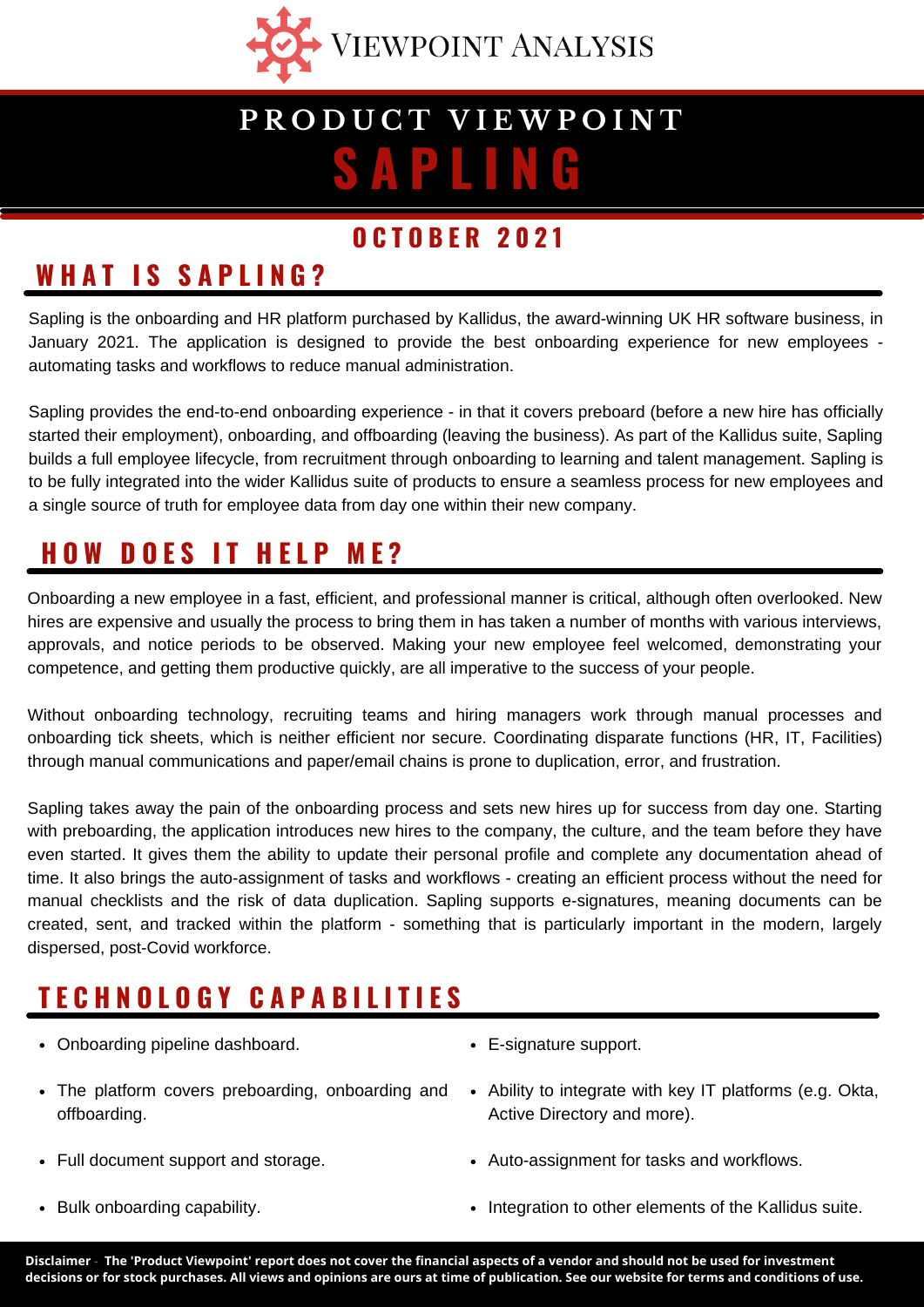VIEWPOINT ANALYSIS

# PRODUCT VIEWPOINT
# SAPLING

**OCTOBER 2021**

## WHAT IS SAPLING?

Sapling is the onboarding and HR platform purchased by Kallidus, the award-winning UK HR software business, in January 2021. The application is designed to provide the best onboarding experience for new employees - automating tasks and workflows to reduce manual administration.

Sapling provides the end-to-end onboarding experience - in that it covers preboard (before a new hire has officially started their employment), onboarding, and offboarding (leaving the business). As part of the Kallidus suite, Sapling builds a full employee lifecycle, from recruitment through onboarding to learning and talent management. Sapling is to be fully integrated into the wider Kallidus suite of products to ensure a seamless process for new employees and a single source of truth for employee data from day one within their new company.

## HOW DOES IT HELP ME?

Onboarding a new employee in a fast, efficient, and professional manner is critical, although often overlooked. New hires are expensive and usually the process to bring them in has taken a number of months with various interviews, approvals, and notice periods to be observed. Making your new employee feel welcomed, demonstrating your competence, and getting them productive quickly, are all imperative to the success of your people.

Without onboarding technology, recruiting teams and hiring managers work through manual processes and onboarding tick sheets, which is neither efficient nor secure. Coordinating disparate functions (HR, IT, Facilities) through manual communications and paper/email chains is prone to duplication, error, and frustration.

Sapling takes away the pain of the onboarding process and sets new hires up for success from day one. Starting with preboarding, the application introduces new hires to the company, the culture, and the team before they have even started. It gives them the ability to update their personal profile and complete any documentation ahead of time. It also brings the auto-assignment of tasks and workflows - creating an efficient process without the need for manual checklists and the risk of data duplication. Sapling supports e-signatures, meaning documents can be created, sent, and tracked within the platform - something that is particularly important in the modern, largely dispersed, post-Covid workforce.

## TECHNOLOGY CAPABILITIES

- Onboarding pipeline dashboard.
- The platform covers preboarding, onboarding and offboarding.
- Full document support and storage.
- Bulk onboarding capability.
- E-signature support.
- Ability to integrate with key IT platforms (e.g. Okta, Active Directory and more).
- Auto-assignment for tasks and workflows.
- Integration to other elements of the Kallidus suite.

**Disclaimer - The 'Product Viewpoint' report does not cover the financial aspects of a vendor and should not be used for investment decisions or for stock purchases. All views and opinions are ours at time of publication. See our website for terms and conditions of use.**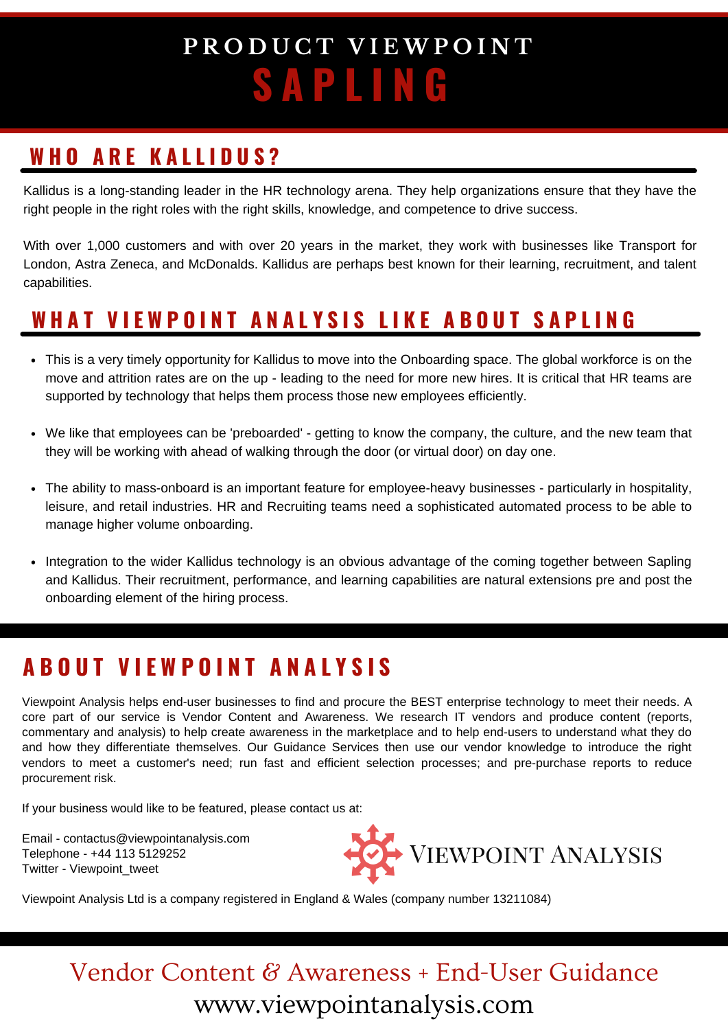# PRODUCT VIEWPOINT
# SAPLING

## WHO ARE KALLIDUS?

Kallidus is a long-standing leader in the HR technology arena. They help organizations ensure that they have the right people in the right roles with the right skills, knowledge, and competence to drive success.

With over 1,000 customers and with over 20 years in the market, they work with businesses like Transport for London, Astra Zeneca, and McDonalds. Kallidus are perhaps best known for their learning, recruitment, and talent capabilities.

## WHAT VIEWPOINT ANALYSIS LIKE ABOUT SAPLING

- This is a very timely opportunity for Kallidus to move into the Onboarding space. The global workforce is on the move and attrition rates are on the up - leading to the need for more new hires. It is critical that HR teams are supported by technology that helps them process those new employees efficiently.
- We like that employees can be 'preboarded' - getting to know the company, the culture, and the new team that they will be working with ahead of walking through the door (or virtual door) on day one.
- The ability to mass-onboard is an important feature for employee-heavy businesses - particularly in hospitality, leisure, and retail industries. HR and Recruiting teams need a sophisticated automated process to be able to manage higher volume onboarding.
- Integration to the wider Kallidus technology is an obvious advantage of the coming together between Sapling and Kallidus. Their recruitment, performance, and learning capabilities are natural extensions pre and post the onboarding element of the hiring process.

## ABOUT VIEWPOINT ANALYSIS

Viewpoint Analysis helps end-user businesses to find and procure the BEST enterprise technology to meet their needs. A core part of our service is Vendor Content and Awareness. We research IT vendors and produce content (reports, commentary and analysis) to help create awareness in the marketplace and to help end-users to understand what they do and how they differentiate themselves. Our Guidance Services then use our vendor knowledge to introduce the right vendors to meet a customer's need; run fast and efficient selection processes; and pre-purchase reports to reduce procurement risk.

If your business would like to be featured, please contact us at:

Email - contactus@viewpointanalysis.com
Telephone - +44 113 5129252
Twitter - Viewpoint_tweet

Viewpoint Analysis

Viewpoint Analysis Ltd is a company registered in England & Wales (company number 13211084)

Vendor Content & Awareness + End-User Guidance
www.viewpointanalysis.com